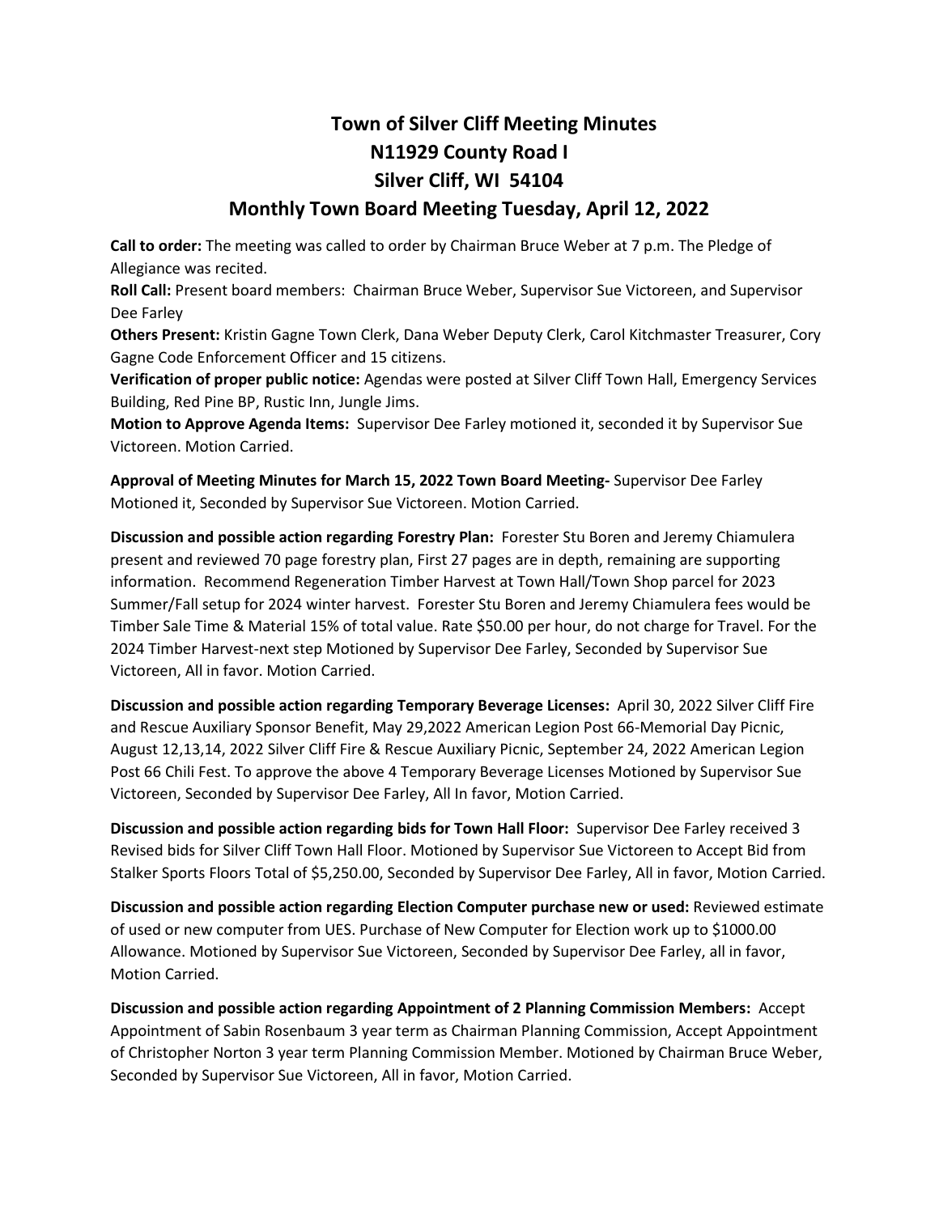# Town of Silver Cliff Meeting Minutes
## N11929 County Road I
## Silver Cliff, WI 54104
## Monthly Town Board Meeting Tuesday, April 12, 2022

**Call to order:** The meeting was called to order by Chairman Bruce Weber at 7 p.m. The Pledge of Allegiance was recited.

**Roll Call:** Present board members: Chairman Bruce Weber, Supervisor Sue Victoreen, and Supervisor Dee Farley

**Others Present:** Kristin Gagne Town Clerk, Dana Weber Deputy Clerk, Carol Kitchmaster Treasurer, Cory Gagne Code Enforcement Officer and 15 citizens.

**Verification of proper public notice:** Agendas were posted at Silver Cliff Town Hall, Emergency Services Building, Red Pine BP, Rustic Inn, Jungle Jims.

**Motion to Approve Agenda Items:** Supervisor Dee Farley motioned it, seconded it by Supervisor Sue Victoreen. Motion Carried.

**Approval of Meeting Minutes for March 15, 2022 Town Board Meeting-** Supervisor Dee Farley Motioned it, Seconded by Supervisor Sue Victoreen. Motion Carried.

**Discussion and possible action regarding Forestry Plan:** Forester Stu Boren and Jeremy Chiamulera present and reviewed 70 page forestry plan, First 27 pages are in depth, remaining are supporting information. Recommend Regeneration Timber Harvest at Town Hall/Town Shop parcel for 2023 Summer/Fall setup for 2024 winter harvest. Forester Stu Boren and Jeremy Chiamulera fees would be Timber Sale Time & Material 15% of total value. Rate $50.00 per hour, do not charge for Travel. For the 2024 Timber Harvest-next step Motioned by Supervisor Dee Farley, Seconded by Supervisor Sue Victoreen, All in favor. Motion Carried.

**Discussion and possible action regarding Temporary Beverage Licenses:** April 30, 2022 Silver Cliff Fire and Rescue Auxiliary Sponsor Benefit, May 29,2022 American Legion Post 66-Memorial Day Picnic, August 12,13,14, 2022 Silver Cliff Fire & Rescue Auxiliary Picnic, September 24, 2022 American Legion Post 66 Chili Fest. To approve the above 4 Temporary Beverage Licenses Motioned by Supervisor Sue Victoreen, Seconded by Supervisor Dee Farley, All In favor, Motion Carried.

**Discussion and possible action regarding bids for Town Hall Floor:** Supervisor Dee Farley received 3 Revised bids for Silver Cliff Town Hall Floor. Motioned by Supervisor Sue Victoreen to Accept Bid from Stalker Sports Floors Total of $5,250.00, Seconded by Supervisor Dee Farley, All in favor, Motion Carried.

**Discussion and possible action regarding Election Computer purchase new or used:** Reviewed estimate of used or new computer from UES. Purchase of New Computer for Election work up to $1000.00 Allowance. Motioned by Supervisor Sue Victoreen, Seconded by Supervisor Dee Farley, all in favor, Motion Carried.

**Discussion and possible action regarding Appointment of 2 Planning Commission Members:** Accept Appointment of Sabin Rosenbaum 3 year term as Chairman Planning Commission, Accept Appointment of Christopher Norton 3 year term Planning Commission Member. Motioned by Chairman Bruce Weber, Seconded by Supervisor Sue Victoreen, All in favor, Motion Carried.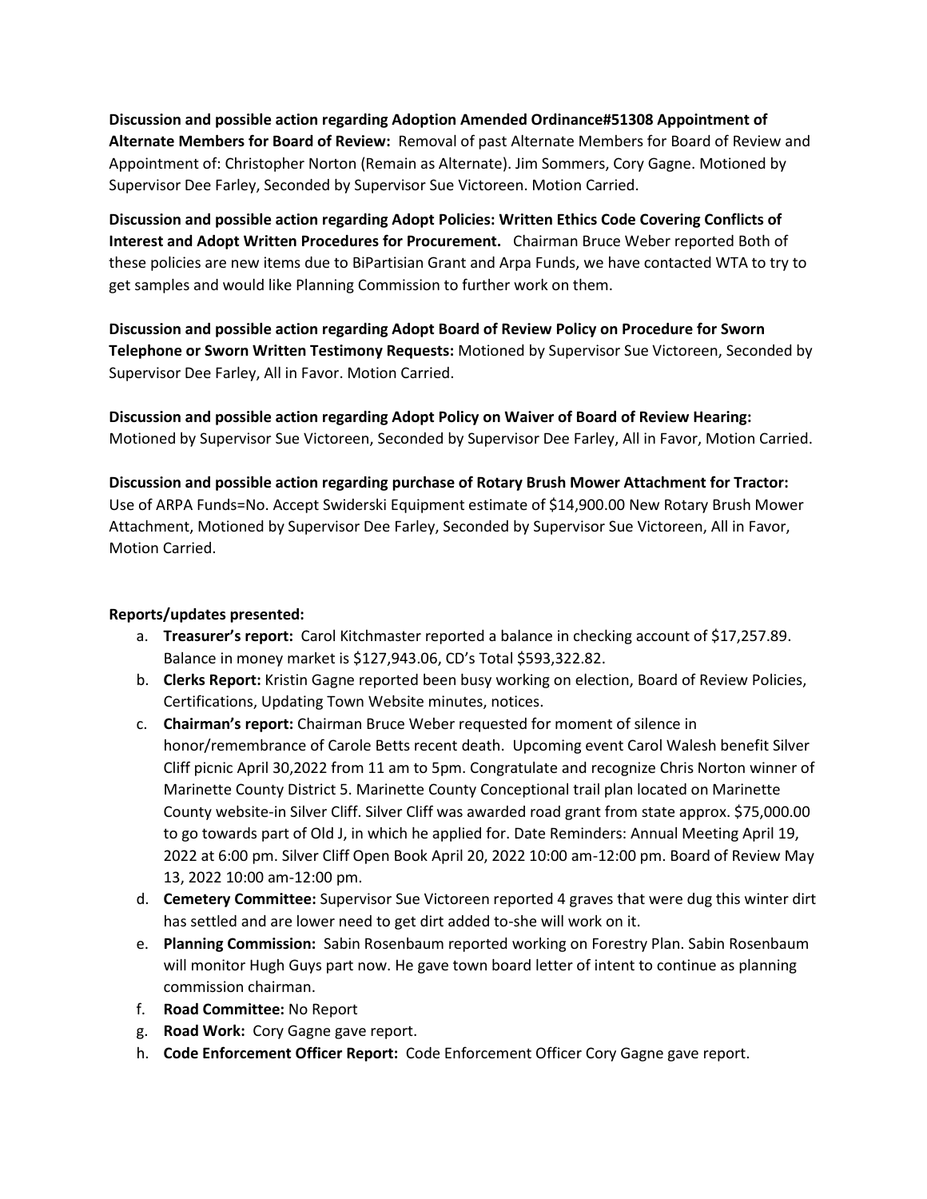**Discussion and possible action regarding Adoption Amended Ordinance#51308 Appointment of Alternate Members for Board of Review:** Removal of past Alternate Members for Board of Review and Appointment of: Christopher Norton (Remain as Alternate). Jim Sommers, Cory Gagne. Motioned by Supervisor Dee Farley, Seconded by Supervisor Sue Victoreen. Motion Carried.

**Discussion and possible action regarding Adopt Policies: Written Ethics Code Covering Conflicts of Interest and Adopt Written Procedures for Procurement.** Chairman Bruce Weber reported Both of these policies are new items due to BiPartisian Grant and Arpa Funds, we have contacted WTA to try to get samples and would like Planning Commission to further work on them.

**Discussion and possible action regarding Adopt Board of Review Policy on Procedure for Sworn Telephone or Sworn Written Testimony Requests:** Motioned by Supervisor Sue Victoreen, Seconded by Supervisor Dee Farley, All in Favor. Motion Carried.

**Discussion and possible action regarding Adopt Policy on Waiver of Board of Review Hearing:** Motioned by Supervisor Sue Victoreen, Seconded by Supervisor Dee Farley, All in Favor, Motion Carried.

**Discussion and possible action regarding purchase of Rotary Brush Mower Attachment for Tractor:** Use of ARPA Funds=No. Accept Swiderski Equipment estimate of $14,900.00 New Rotary Brush Mower Attachment, Motioned by Supervisor Dee Farley, Seconded by Supervisor Sue Victoreen, All in Favor, Motion Carried.

**Reports/updates presented:**

a. **Treasurer's report:** Carol Kitchmaster reported a balance in checking account of $17,257.89. Balance in money market is $127,943.06, CD's Total $593,322.82.
b. **Clerks Report:** Kristin Gagne reported been busy working on election, Board of Review Policies, Certifications, Updating Town Website minutes, notices.
c. **Chairman's report:** Chairman Bruce Weber requested for moment of silence in honor/remembrance of Carole Betts recent death. Upcoming event Carol Walesh benefit Silver Cliff picnic April 30,2022 from 11 am to 5pm. Congratulate and recognize Chris Norton winner of Marinette County District 5. Marinette County Conceptional trail plan located on Marinette County website-in Silver Cliff. Silver Cliff was awarded road grant from state approx. $75,000.00 to go towards part of Old J, in which he applied for. Date Reminders: Annual Meeting April 19, 2022 at 6:00 pm. Silver Cliff Open Book April 20, 2022 10:00 am-12:00 pm. Board of Review May 13, 2022 10:00 am-12:00 pm.
d. **Cemetery Committee:** Supervisor Sue Victoreen reported 4 graves that were dug this winter dirt has settled and are lower need to get dirt added to-she will work on it.
e. **Planning Commission:** Sabin Rosenbaum reported working on Forestry Plan. Sabin Rosenbaum will monitor Hugh Guys part now. He gave town board letter of intent to continue as planning commission chairman.
f. **Road Committee:** No Report
g. **Road Work:** Cory Gagne gave report.
h. **Code Enforcement Officer Report:** Code Enforcement Officer Cory Gagne gave report.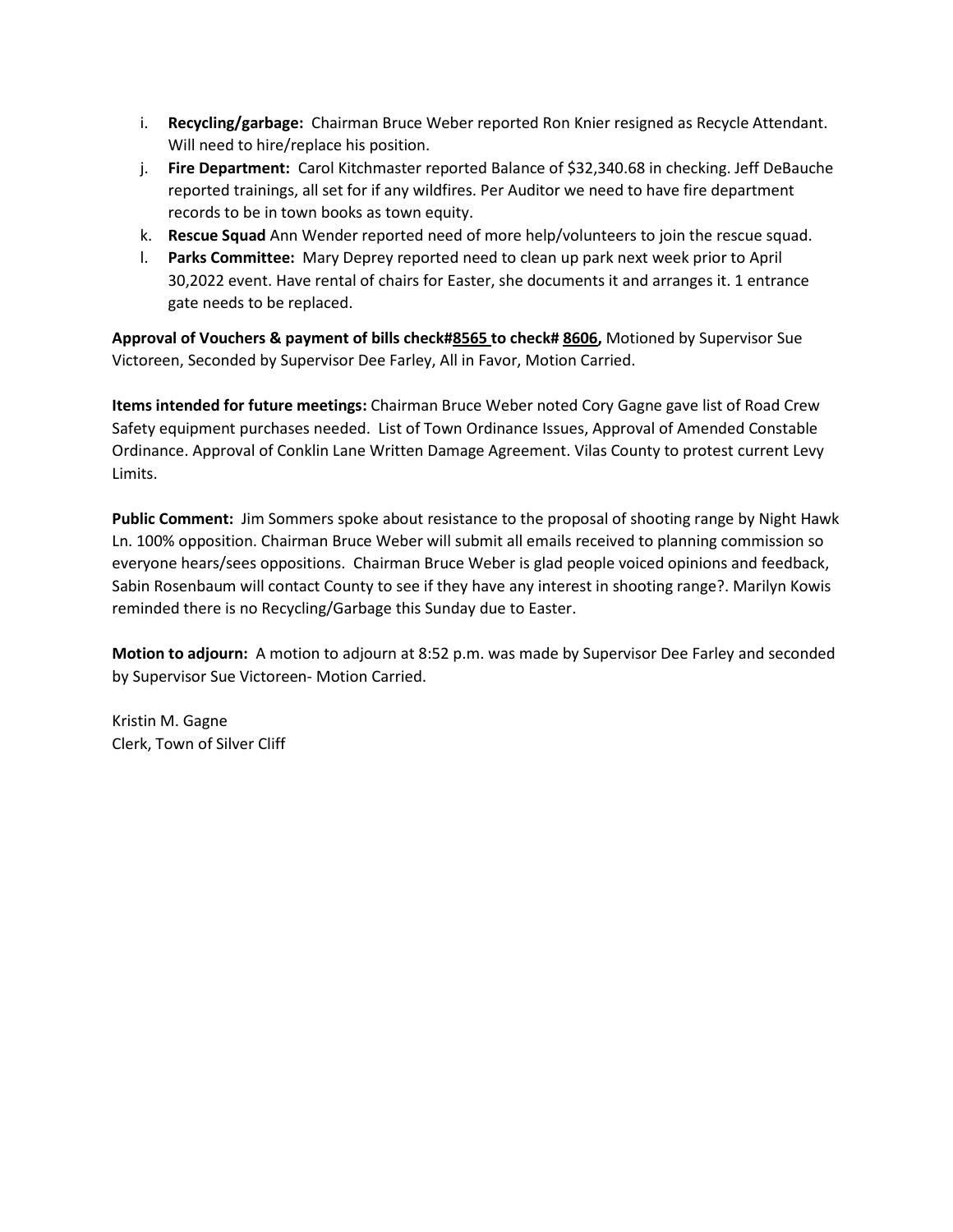i. **Recycling/garbage:** Chairman Bruce Weber reported Ron Knier resigned as Recycle Attendant. Will need to hire/replace his position.

j. **Fire Department:** Carol Kitchmaster reported Balance of $32,340.68 in checking. Jeff DeBauche reported trainings, all set for if any wildfires. Per Auditor we need to have fire department records to be in town books as town equity.

k. **Rescue Squad** Ann Wender reported need of more help/volunteers to join the rescue squad.

l. **Parks Committee:** Mary Deprey reported need to clean up park next week prior to April 30,2022 event. Have rental of chairs for Easter, she documents it and arranges it. 1 entrance gate needs to be replaced.

**Approval of Vouchers & payment of bills check#8565 to check# 8606,** Motioned by Supervisor Sue Victoreen, Seconded by Supervisor Dee Farley, All in Favor, Motion Carried.

**Items intended for future meetings:** Chairman Bruce Weber noted Cory Gagne gave list of Road Crew Safety equipment purchases needed. List of Town Ordinance Issues, Approval of Amended Constable Ordinance. Approval of Conklin Lane Written Damage Agreement. Vilas County to protest current Levy Limits.

**Public Comment:** Jim Sommers spoke about resistance to the proposal of shooting range by Night Hawk Ln. 100% opposition. Chairman Bruce Weber will submit all emails received to planning commission so everyone hears/sees oppositions. Chairman Bruce Weber is glad people voiced opinions and feedback, Sabin Rosenbaum will contact County to see if they have any interest in shooting range?. Marilyn Kowis reminded there is no Recycling/Garbage this Sunday due to Easter.

**Motion to adjourn:** A motion to adjourn at 8:52 p.m. was made by Supervisor Dee Farley and seconded by Supervisor Sue Victoreen- Motion Carried.

Kristin M. Gagne
Clerk, Town of Silver Cliff